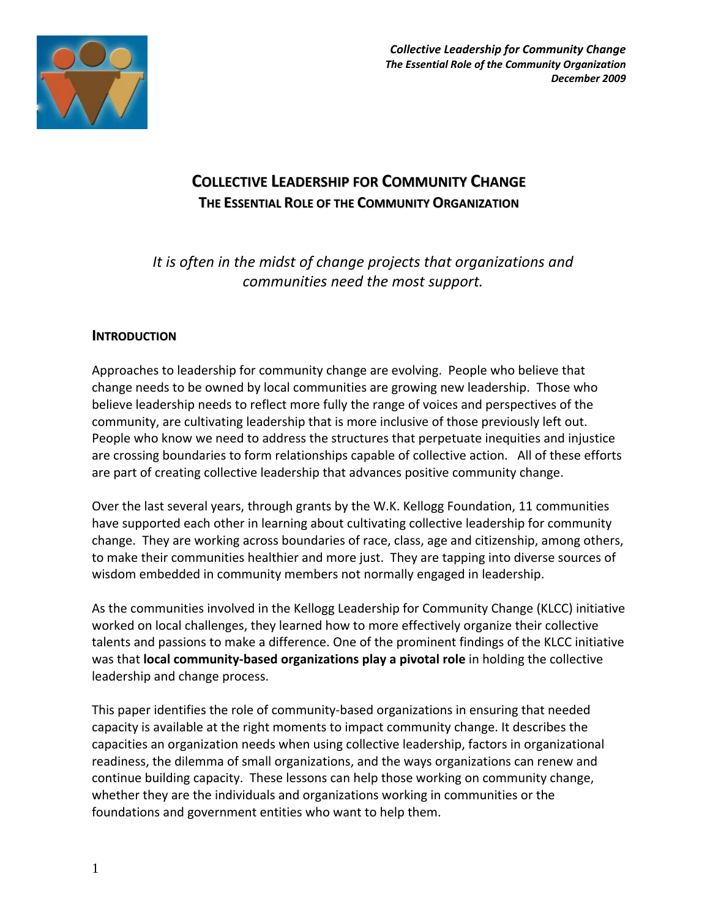# COLLECTIVE LEADERSHIP FOR COMMUNITY CHANGE
## THE ESSENTIAL ROLE OF THE COMMUNITY ORGANIZATION

*It is often in the midst of change projects that organizations and communities need the most support.*

### INTRODUCTION

Approaches to leadership for community change are evolving. People who believe that change needs to be owned by local communities are growing new leadership. Those who believe leadership needs to reflect more fully the range of voices and perspectives of the community, are cultivating leadership that is more inclusive of those previously left out. People who know we need to address the structures that perpetuate inequities and injustice are crossing boundaries to form relationships capable of collective action. All of these efforts are part of creating collective leadership that advances positive community change.

Over the last several years, through grants by the W.K. Kellogg Foundation, 11 communities have supported each other in learning about cultivating collective leadership for community change. They are working across boundaries of race, class, age and citizenship, among others, to make their communities healthier and more just. They are tapping into diverse sources of wisdom embedded in community members not normally engaged in leadership.

As the communities involved in the Kellogg Leadership for Community Change (KLCC) initiative worked on local challenges, they learned how to more effectively organize their collective talents and passions to make a difference. One of the prominent findings of the KLCC initiative was that **local community-based organizations play a pivotal role** in holding the collective leadership and change process.

This paper identifies the role of community-based organizations in ensuring that needed capacity is available at the right moments to impact community change. It describes the capacities an organization needs when using collective leadership, factors in organizational readiness, the dilemma of small organizations, and the ways organizations can renew and continue building capacity. These lessons can help those working on community change, whether they are the individuals and organizations working in communities or the foundations and government entities who want to help them.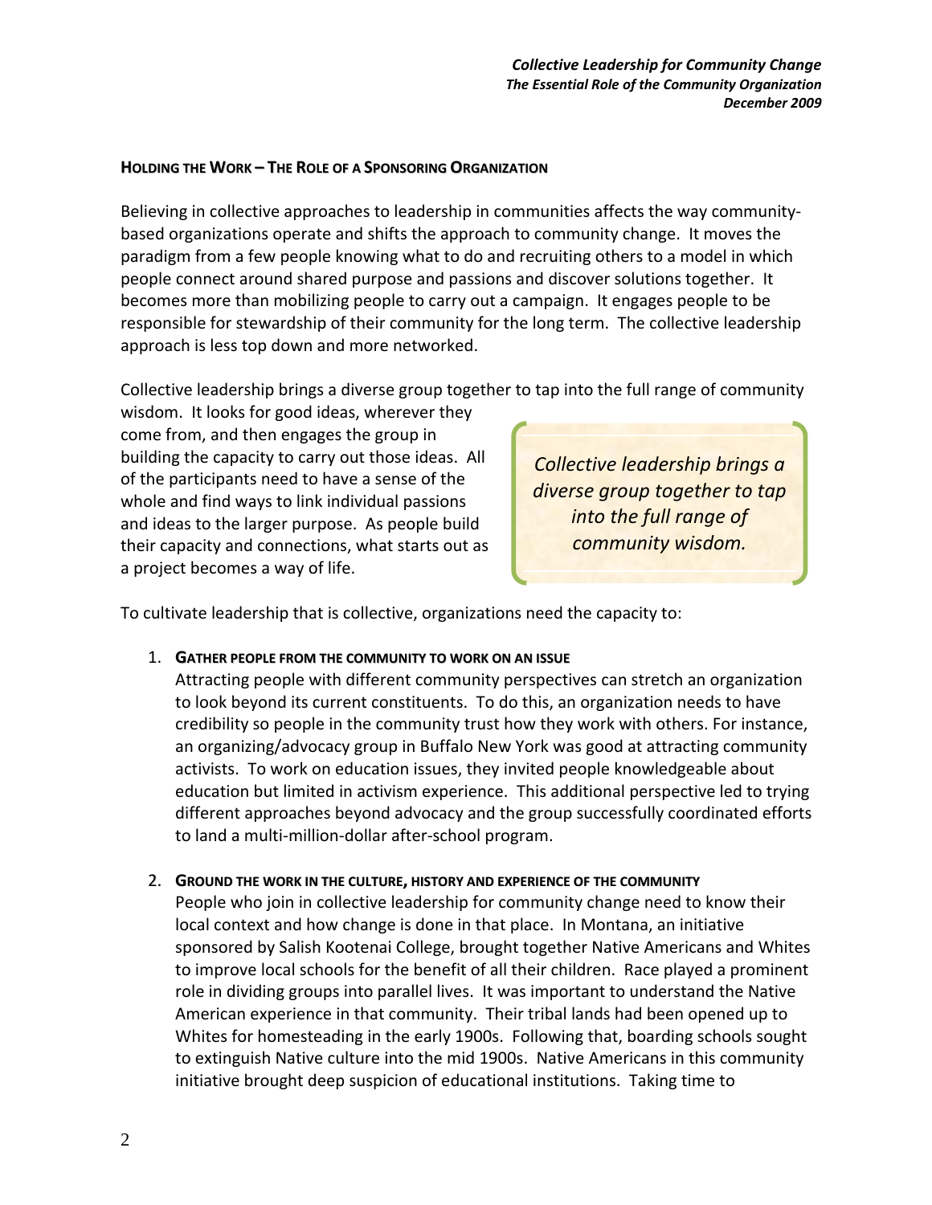## Holding the Work – The Role of a Sponsoring Organization

Believing in collective approaches to leadership in communities affects the way community-based organizations operate and shifts the approach to community change. It moves the paradigm from a few people knowing what to do and recruiting others to a model in which people connect around shared purpose and passions and discover solutions together. It becomes more than mobilizing people to carry out a campaign. It engages people to be responsible for stewardship of their community for the long term. The collective leadership approach is less top down and more networked.

Collective leadership brings a diverse group together to tap into the full range of community wisdom. It looks for good ideas, wherever they come from, and then engages the group in building the capacity to carry out those ideas. All of the participants need to have a sense of the whole and find ways to link individual passions and ideas to the larger purpose. As people build their capacity and connections, what starts out as a project becomes a way of life.

> *Collective leadership brings a diverse group together to tap into the full range of community wisdom.*

To cultivate leadership that is collective, organizations need the capacity to:

1. **Gather people from the community to work on an issue**
   Attracting people with different community perspectives can stretch an organization to look beyond its current constituents. To do this, an organization needs to have credibility so people in the community trust how they work with others. For instance, an organizing/advocacy group in Buffalo New York was good at attracting community activists. To work on education issues, they invited people knowledgeable about education but limited in activism experience. This additional perspective led to trying different approaches beyond advocacy and the group successfully coordinated efforts to land a multi-million-dollar after-school program.

2. **Ground the work in the culture, history and experience of the community**
   People who join in collective leadership for community change need to know their local context and how change is done in that place. In Montana, an initiative sponsored by Salish Kootenai College, brought together Native Americans and Whites to improve local schools for the benefit of all their children. Race played a prominent role in dividing groups into parallel lives. It was important to understand the Native American experience in that community. Their tribal lands had been opened up to Whites for homesteading in the early 1900s. Following that, boarding schools sought to extinguish Native culture into the mid 1900s. Native Americans in this community initiative brought deep suspicion of educational institutions. Taking time to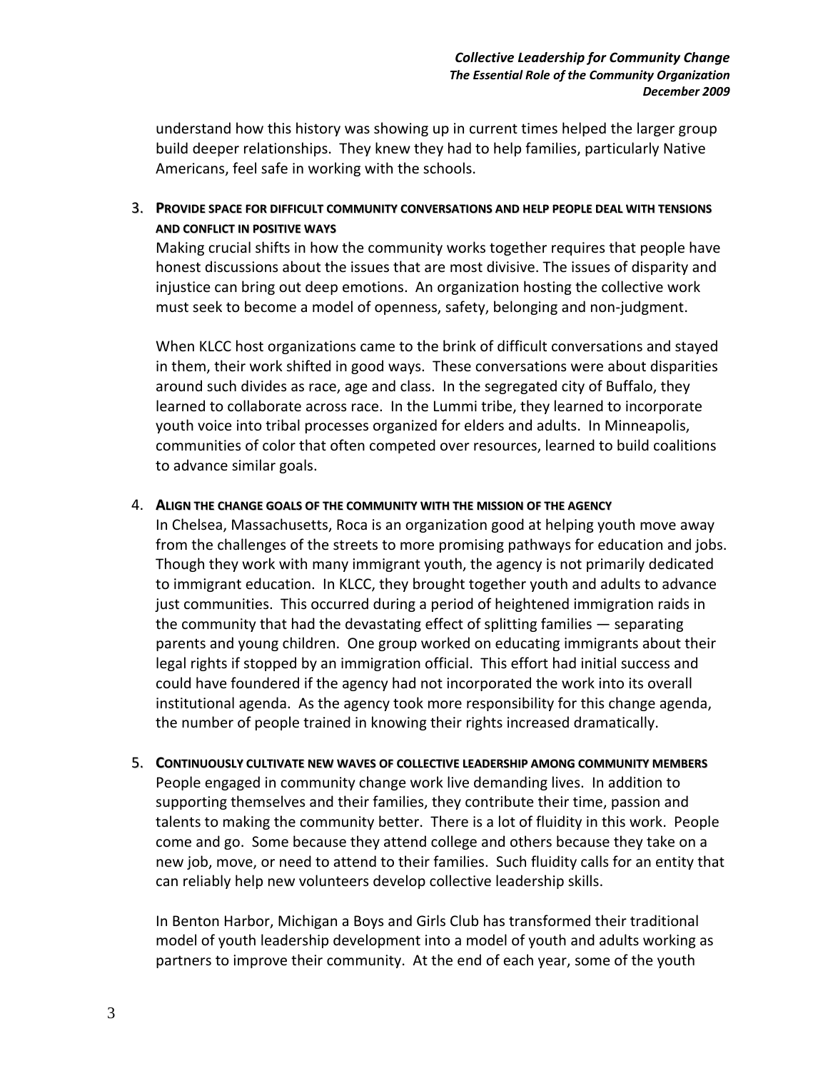understand how this history was showing up in current times helped the larger group build deeper relationships. They knew they had to help families, particularly Native Americans, feel safe in working with the schools.

3. **PROVIDE SPACE FOR DIFFICULT COMMUNITY CONVERSATIONS AND HELP PEOPLE DEAL WITH TENSIONS AND CONFLICT IN POSITIVE WAYS**

   Making crucial shifts in how the community works together requires that people have honest discussions about the issues that are most divisive. The issues of disparity and injustice can bring out deep emotions. An organization hosting the collective work must seek to become a model of openness, safety, belonging and non-judgment.

   When KLCC host organizations came to the brink of difficult conversations and stayed in them, their work shifted in good ways. These conversations were about disparities around such divides as race, age and class. In the segregated city of Buffalo, they learned to collaborate across race. In the Lummi tribe, they learned to incorporate youth voice into tribal processes organized for elders and adults. In Minneapolis, communities of color that often competed over resources, learned to build coalitions to advance similar goals.

4. **ALIGN THE CHANGE GOALS OF THE COMMUNITY WITH THE MISSION OF THE AGENCY**

   In Chelsea, Massachusetts, Roca is an organization good at helping youth move away from the challenges of the streets to more promising pathways for education and jobs. Though they work with many immigrant youth, the agency is not primarily dedicated to immigrant education. In KLCC, they brought together youth and adults to advance just communities. This occurred during a period of heightened immigration raids in the community that had the devastating effect of splitting families — separating parents and young children. One group worked on educating immigrants about their legal rights if stopped by an immigration official. This effort had initial success and could have foundered if the agency had not incorporated the work into its overall institutional agenda. As the agency took more responsibility for this change agenda, the number of people trained in knowing their rights increased dramatically.

5. **CONTINUOUSLY CULTIVATE NEW WAVES OF COLLECTIVE LEADERSHIP AMONG COMMUNITY MEMBERS**

   People engaged in community change work live demanding lives. In addition to supporting themselves and their families, they contribute their time, passion and talents to making the community better. There is a lot of fluidity in this work. People come and go. Some because they attend college and others because they take on a new job, move, or need to attend to their families. Such fluidity calls for an entity that can reliably help new volunteers develop collective leadership skills.

   In Benton Harbor, Michigan a Boys and Girls Club has transformed their traditional model of youth leadership development into a model of youth and adults working as partners to improve their community. At the end of each year, some of the youth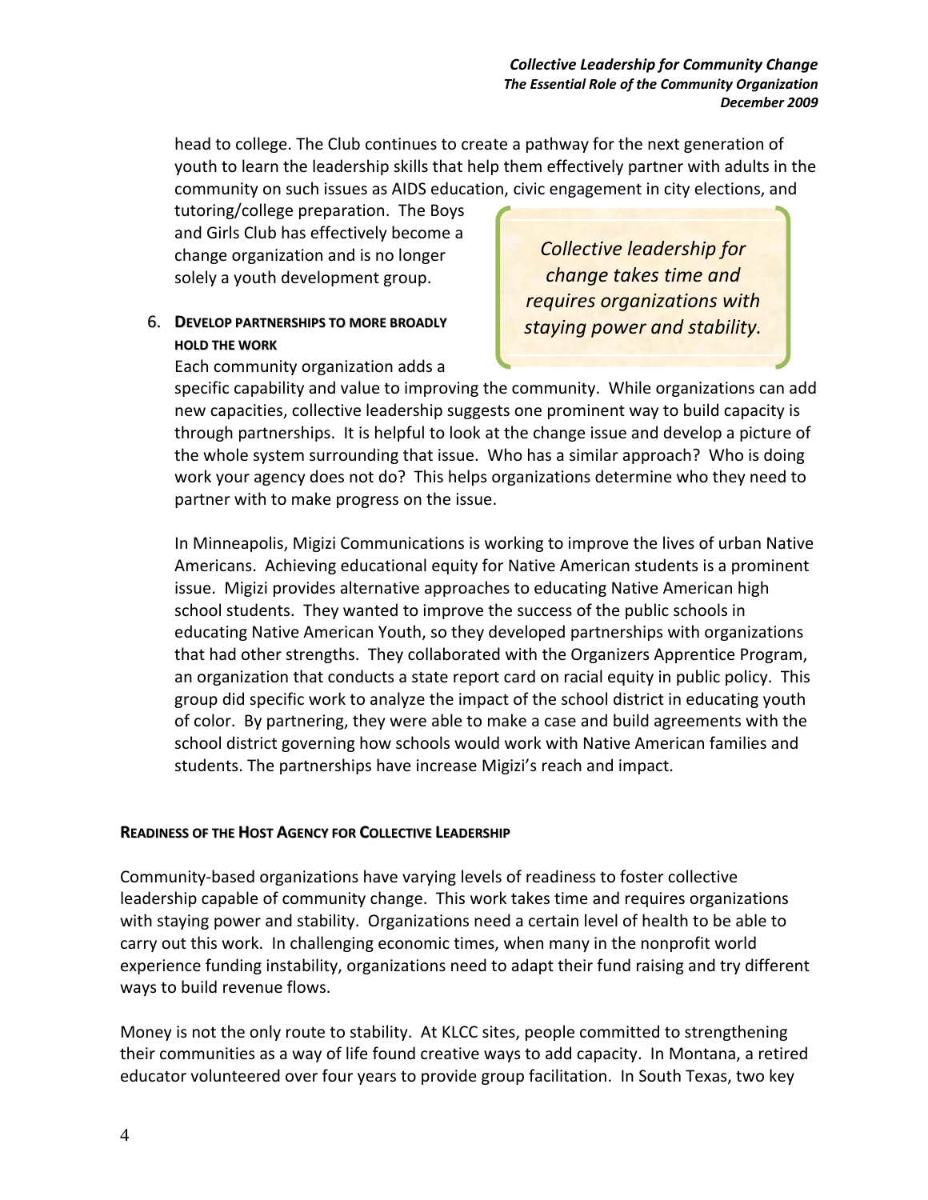head to college. The Club continues to create a pathway for the next generation of youth to learn the leadership skills that help them effectively partner with adults in the community on such issues as AIDS education, civic engagement in city elections, and tutoring/college preparation. The Boys and Girls Club has effectively become a change organization and is no longer solely a youth development group.

> *Collective leadership for change takes time and requires organizations with staying power and stability.*

6. **Develop partnerships to more broadly hold the work**

   Each community organization adds a specific capability and value to improving the community. While organizations can add new capacities, collective leadership suggests one prominent way to build capacity is through partnerships. It is helpful to look at the change issue and develop a picture of the whole system surrounding that issue. Who has a similar approach? Who is doing work your agency does not do? This helps organizations determine who they need to partner with to make progress on the issue.

   In Minneapolis, Migizi Communications is working to improve the lives of urban Native Americans. Achieving educational equity for Native American students is a prominent issue. Migizi provides alternative approaches to educating Native American high school students. They wanted to improve the success of the public schools in educating Native American Youth, so they developed partnerships with organizations that had other strengths. They collaborated with the Organizers Apprentice Program, an organization that conducts a state report card on racial equity in public policy. This group did specific work to analyze the impact of the school district in educating youth of color. By partnering, they were able to make a case and build agreements with the school district governing how schools would work with Native American families and students. The partnerships have increase Migizi's reach and impact.

## Readiness of the Host Agency for Collective Leadership

Community-based organizations have varying levels of readiness to foster collective leadership capable of community change. This work takes time and requires organizations with staying power and stability. Organizations need a certain level of health to be able to carry out this work. In challenging economic times, when many in the nonprofit world experience funding instability, organizations need to adapt their fund raising and try different ways to build revenue flows.

Money is not the only route to stability. At KLCC sites, people committed to strengthening their communities as a way of life found creative ways to add capacity. In Montana, a retired educator volunteered over four years to provide group facilitation. In South Texas, two key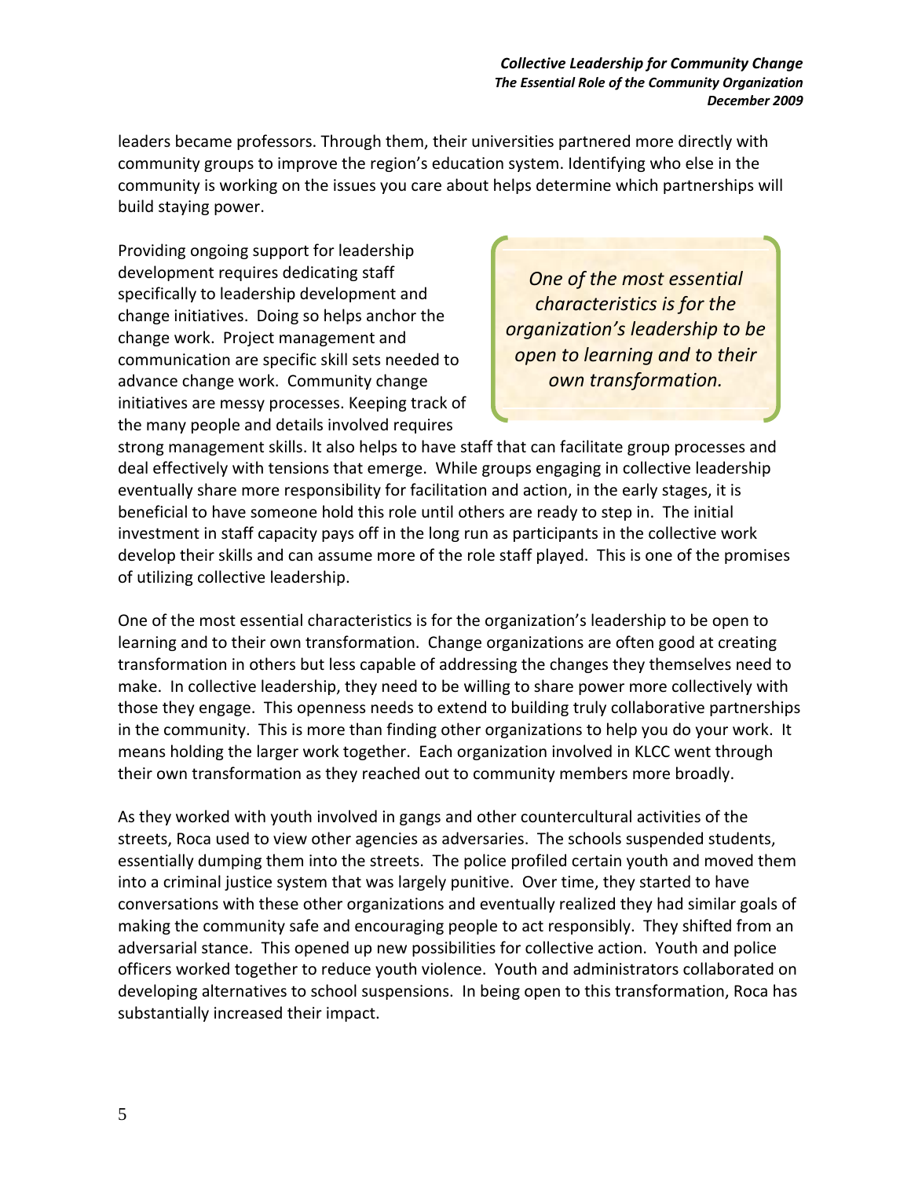leaders became professors. Through them, their universities partnered more directly with community groups to improve the region's education system. Identifying who else in the community is working on the issues you care about helps determine which partnerships will build staying power.

Providing ongoing support for leadership development requires dedicating staff specifically to leadership development and change initiatives. Doing so helps anchor the change work. Project management and communication are specific skill sets needed to advance change work. Community change initiatives are messy processes. Keeping track of the many people and details involved requires strong management skills. It also helps to have staff that can facilitate group processes and deal effectively with tensions that emerge. While groups engaging in collective leadership eventually share more responsibility for facilitation and action, in the early stages, it is beneficial to have someone hold this role until others are ready to step in. The initial investment in staff capacity pays off in the long run as participants in the collective work develop their skills and can assume more of the role staff played. This is one of the promises of utilizing collective leadership.

> *One of the most essential characteristics is for the organization's leadership to be open to learning and to their own transformation.*

One of the most essential characteristics is for the organization's leadership to be open to learning and to their own transformation. Change organizations are often good at creating transformation in others but less capable of addressing the changes they themselves need to make. In collective leadership, they need to be willing to share power more collectively with those they engage. This openness needs to extend to building truly collaborative partnerships in the community. This is more than finding other organizations to help you do your work. It means holding the larger work together. Each organization involved in KLCC went through their own transformation as they reached out to community members more broadly.

As they worked with youth involved in gangs and other countercultural activities of the streets, Roca used to view other agencies as adversaries. The schools suspended students, essentially dumping them into the streets. The police profiled certain youth and moved them into a criminal justice system that was largely punitive. Over time, they started to have conversations with these other organizations and eventually realized they had similar goals of making the community safe and encouraging people to act responsibly. They shifted from an adversarial stance. This opened up new possibilities for collective action. Youth and police officers worked together to reduce youth violence. Youth and administrators collaborated on developing alternatives to school suspensions. In being open to this transformation, Roca has substantially increased their impact.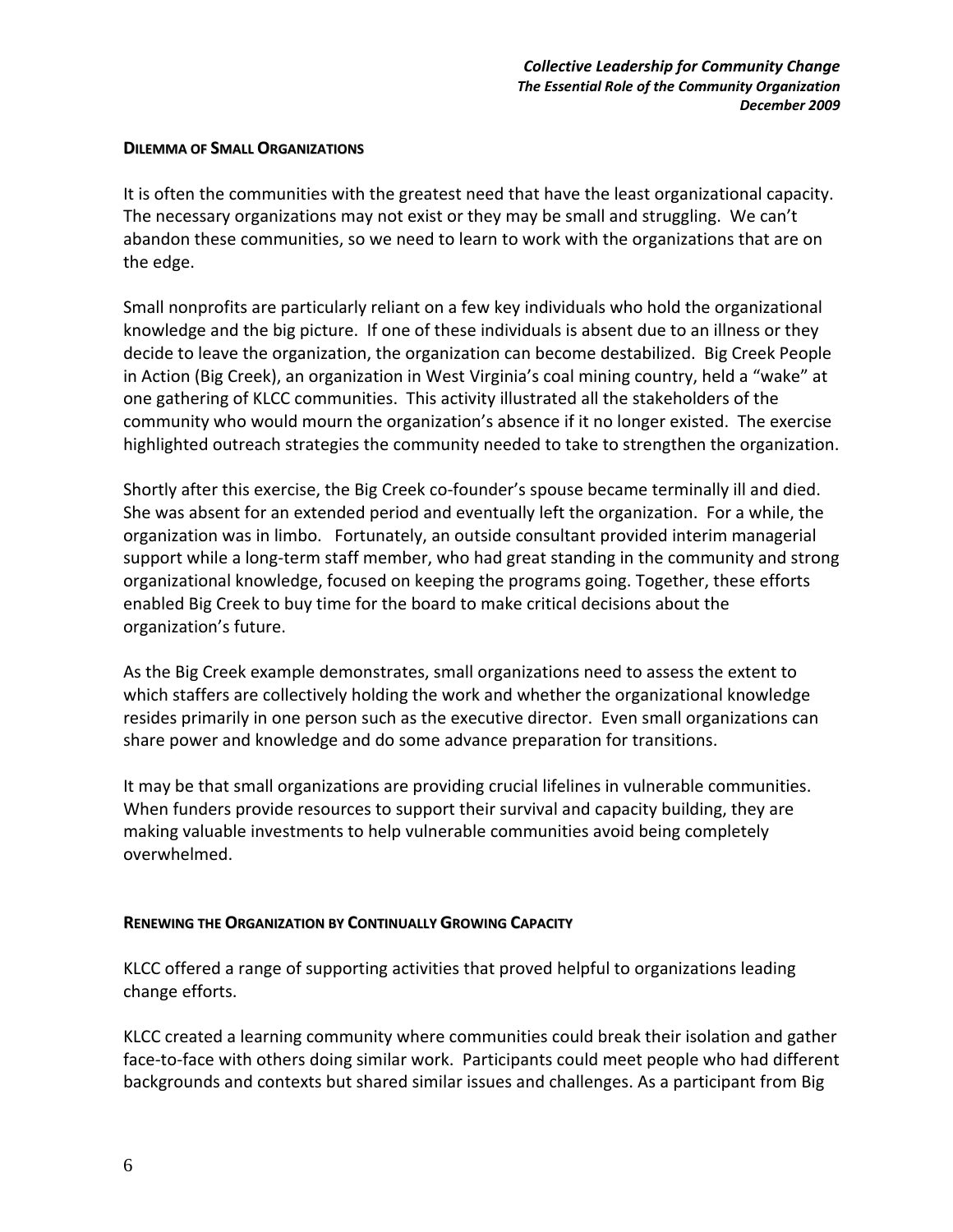## Dilemma of Small Organizations

It is often the communities with the greatest need that have the least organizational capacity. The necessary organizations may not exist or they may be small and struggling. We can't abandon these communities, so we need to learn to work with the organizations that are on the edge.

Small nonprofits are particularly reliant on a few key individuals who hold the organizational knowledge and the big picture. If one of these individuals is absent due to an illness or they decide to leave the organization, the organization can become destabilized. Big Creek People in Action (Big Creek), an organization in West Virginia's coal mining country, held a "wake" at one gathering of KLCC communities. This activity illustrated all the stakeholders of the community who would mourn the organization's absence if it no longer existed. The exercise highlighted outreach strategies the community needed to take to strengthen the organization.

Shortly after this exercise, the Big Creek co-founder's spouse became terminally ill and died. She was absent for an extended period and eventually left the organization. For a while, the organization was in limbo. Fortunately, an outside consultant provided interim managerial support while a long-term staff member, who had great standing in the community and strong organizational knowledge, focused on keeping the programs going. Together, these efforts enabled Big Creek to buy time for the board to make critical decisions about the organization's future.

As the Big Creek example demonstrates, small organizations need to assess the extent to which staffers are collectively holding the work and whether the organizational knowledge resides primarily in one person such as the executive director. Even small organizations can share power and knowledge and do some advance preparation for transitions.

It may be that small organizations are providing crucial lifelines in vulnerable communities. When funders provide resources to support their survival and capacity building, they are making valuable investments to help vulnerable communities avoid being completely overwhelmed.

## Renewing the Organization by Continually Growing Capacity

KLCC offered a range of supporting activities that proved helpful to organizations leading change efforts.

KLCC created a learning community where communities could break their isolation and gather face-to-face with others doing similar work. Participants could meet people who had different backgrounds and contexts but shared similar issues and challenges. As a participant from Big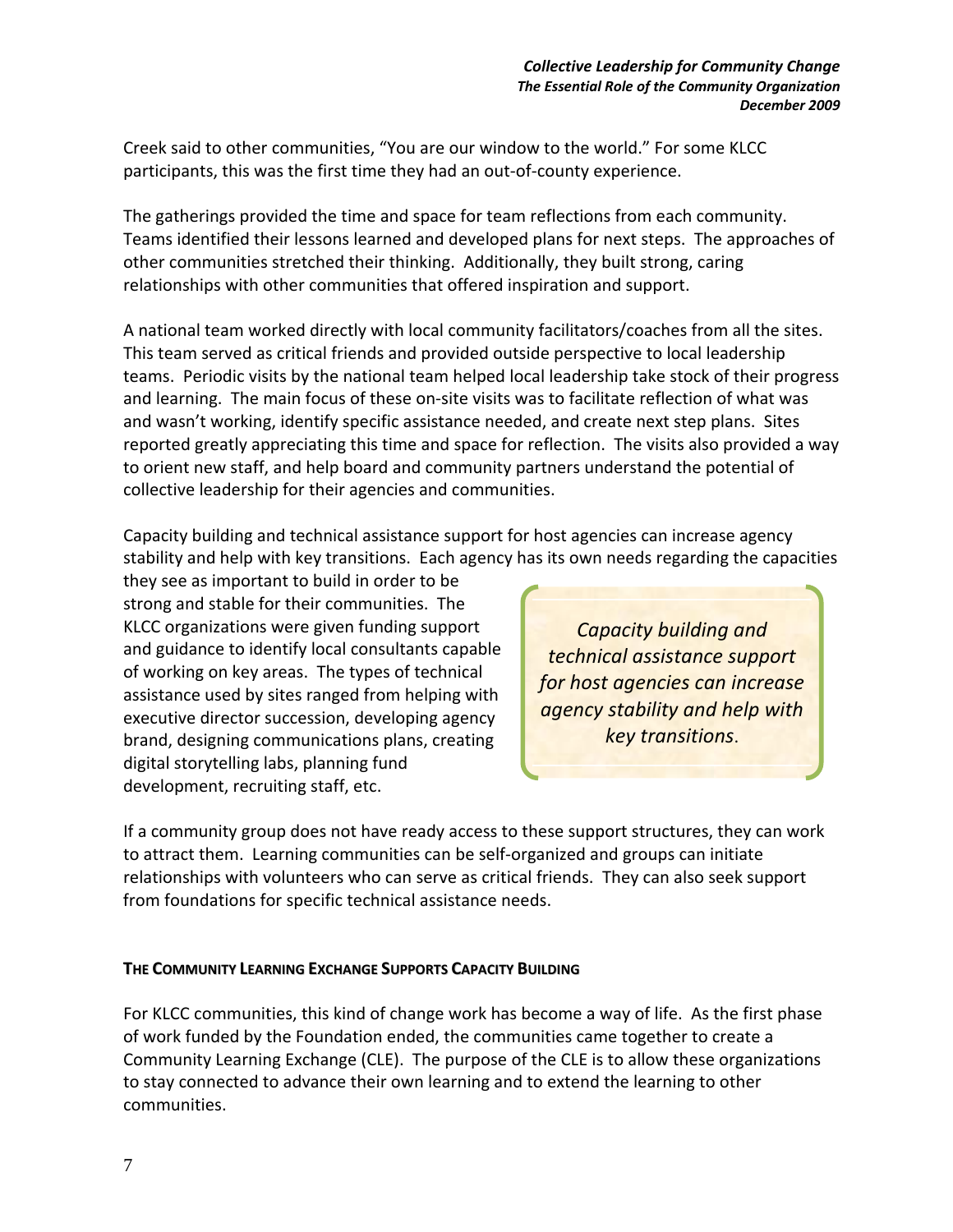Creek said to other communities, "You are our window to the world." For some KLCC participants, this was the first time they had an out-of-county experience.

The gatherings provided the time and space for team reflections from each community. Teams identified their lessons learned and developed plans for next steps. The approaches of other communities stretched their thinking. Additionally, they built strong, caring relationships with other communities that offered inspiration and support.

A national team worked directly with local community facilitators/coaches from all the sites. This team served as critical friends and provided outside perspective to local leadership teams. Periodic visits by the national team helped local leadership take stock of their progress and learning. The main focus of these on-site visits was to facilitate reflection of what was and wasn't working, identify specific assistance needed, and create next step plans. Sites reported greatly appreciating this time and space for reflection. The visits also provided a way to orient new staff, and help board and community partners understand the potential of collective leadership for their agencies and communities.

Capacity building and technical assistance support for host agencies can increase agency stability and help with key transitions. Each agency has its own needs regarding the capacities they see as important to build in order to be strong and stable for their communities. The KLCC organizations were given funding support and guidance to identify local consultants capable of working on key areas. The types of technical assistance used by sites ranged from helping with executive director succession, developing agency brand, designing communications plans, creating digital storytelling labs, planning fund development, recruiting staff, etc.

> *Capacity building and technical assistance support for host agencies can increase agency stability and help with key transitions.*

If a community group does not have ready access to these support structures, they can work to attract them. Learning communities can be self-organized and groups can initiate relationships with volunteers who can serve as critical friends. They can also seek support from foundations for specific technical assistance needs.

#### THE COMMUNITY LEARNING EXCHANGE SUPPORTS CAPACITY BUILDING

For KLCC communities, this kind of change work has become a way of life. As the first phase of work funded by the Foundation ended, the communities came together to create a Community Learning Exchange (CLE). The purpose of the CLE is to allow these organizations to stay connected to advance their own learning and to extend the learning to other communities.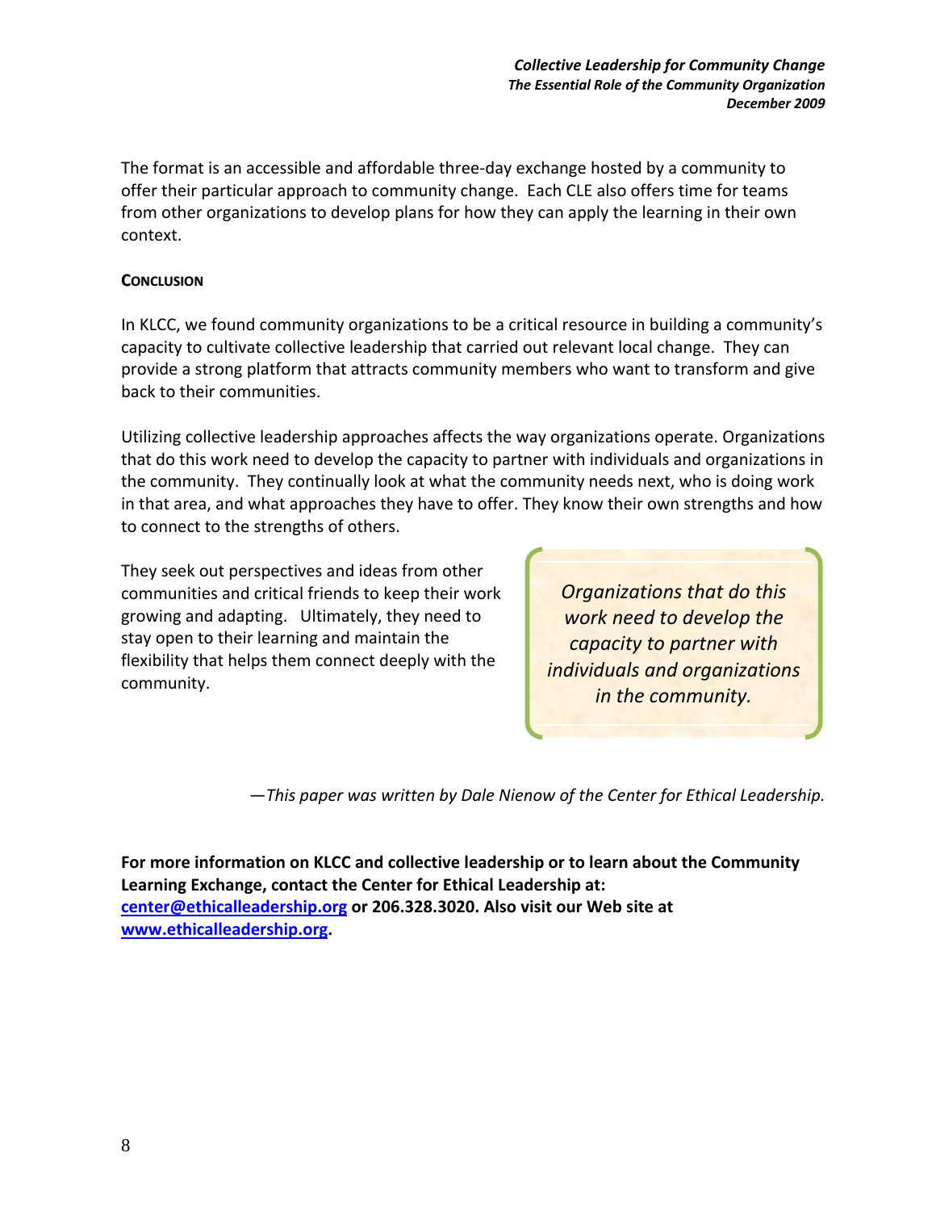The format is an accessible and affordable three-day exchange hosted by a community to offer their particular approach to community change. Each CLE also offers time for teams from other organizations to develop plans for how they can apply the learning in their own context.

## Conclusion

In KLCC, we found community organizations to be a critical resource in building a community's capacity to cultivate collective leadership that carried out relevant local change. They can provide a strong platform that attracts community members who want to transform and give back to their communities.

Utilizing collective leadership approaches affects the way organizations operate. Organizations that do this work need to develop the capacity to partner with individuals and organizations in the community. They continually look at what the community needs next, who is doing work in that area, and what approaches they have to offer. They know their own strengths and how to connect to the strengths of others.

They seek out perspectives and ideas from other communities and critical friends to keep their work growing and adapting. Ultimately, they need to stay open to their learning and maintain the flexibility that helps them connect deeply with the community.

> *Organizations that do this work need to develop the capacity to partner with individuals and organizations in the community.*

*—This paper was written by Dale Nienow of the Center for Ethical Leadership.*

**For more information on KLCC and collective leadership or to learn about the Community Learning Exchange, contact the Center for Ethical Leadership at: [center@ethicalleadership.org](mailto:center@ethicalleadership.org) or 206.328.3020. Also visit our Web site at [www.ethicalleadership.org](http://www.ethicalleadership.org).**